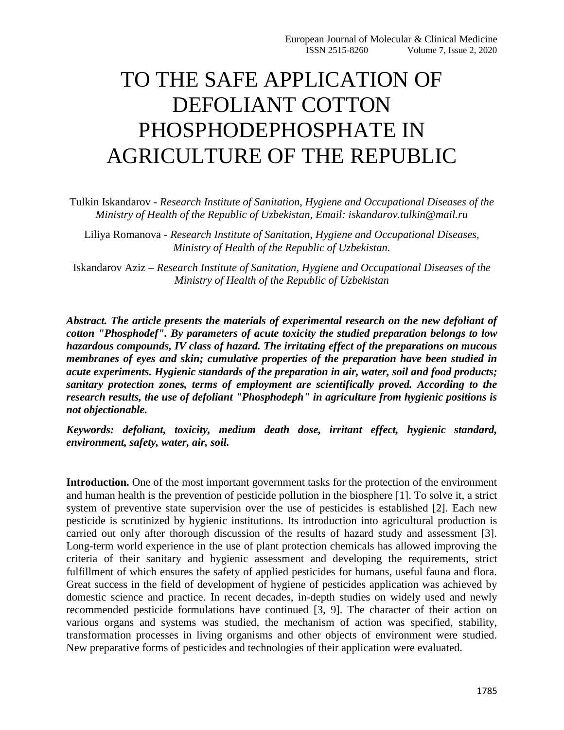# TO THE SAFE APPLICATION OF DEFOLIANT COTTON PHOSPHODEPHOSPHATE IN AGRICULTURE OF THE REPUBLIC

Tulkin Iskandarov - *Research Institute of Sanitation, Hygiene and Occupational Diseases of the Ministry of Health of the Republic of Uzbekistan, Email: iskandarov.tulkin@mail.ru*

Liliya Romanova - *Research Institute of Sanitation, Hygiene and Occupational Diseases, Ministry of Health of the Republic of Uzbekistan.*

Iskandarov Aziz – *Research Institute of Sanitation, Hygiene and Occupational Diseases of the Ministry of Health of the Republic of Uzbekistan*

***Abstract. The article presents the materials of experimental research on the new defoliant of cotton "Phosphodef". By parameters of acute toxicity the studied preparation belongs to low hazardous compounds, IV class of hazard. The irritating effect of the preparations on mucous membranes of eyes and skin; cumulative properties of the preparation have been studied in acute experiments. Hygienic standards of the preparation in air, water, soil and food products; sanitary protection zones, terms of employment are scientifically proved. According to the research results, the use of defoliant "Phosphodeph" in agriculture from hygienic positions is not objectionable.***

***Keywords: defoliant, toxicity, medium death dose, irritant effect, hygienic standard, environment, safety, water, air, soil.***

**Introduction.** One of the most important government tasks for the protection of the environment and human health is the prevention of pesticide pollution in the biosphere [1]. To solve it, a strict system of preventive state supervision over the use of pesticides is established [2]. Each new pesticide is scrutinized by hygienic institutions. Its introduction into agricultural production is carried out only after thorough discussion of the results of hazard study and assessment [3]. Long-term world experience in the use of plant protection chemicals has allowed improving the criteria of their sanitary and hygienic assessment and developing the requirements, strict fulfillment of which ensures the safety of applied pesticides for humans, useful fauna and flora. Great success in the field of development of hygiene of pesticides application was achieved by domestic science and practice. In recent decades, in-depth studies on widely used and newly recommended pesticide formulations have continued [3, 9]. The character of their action on various organs and systems was studied, the mechanism of action was specified, stability, transformation processes in living organisms and other objects of environment were studied. New preparative forms of pesticides and technologies of their application were evaluated.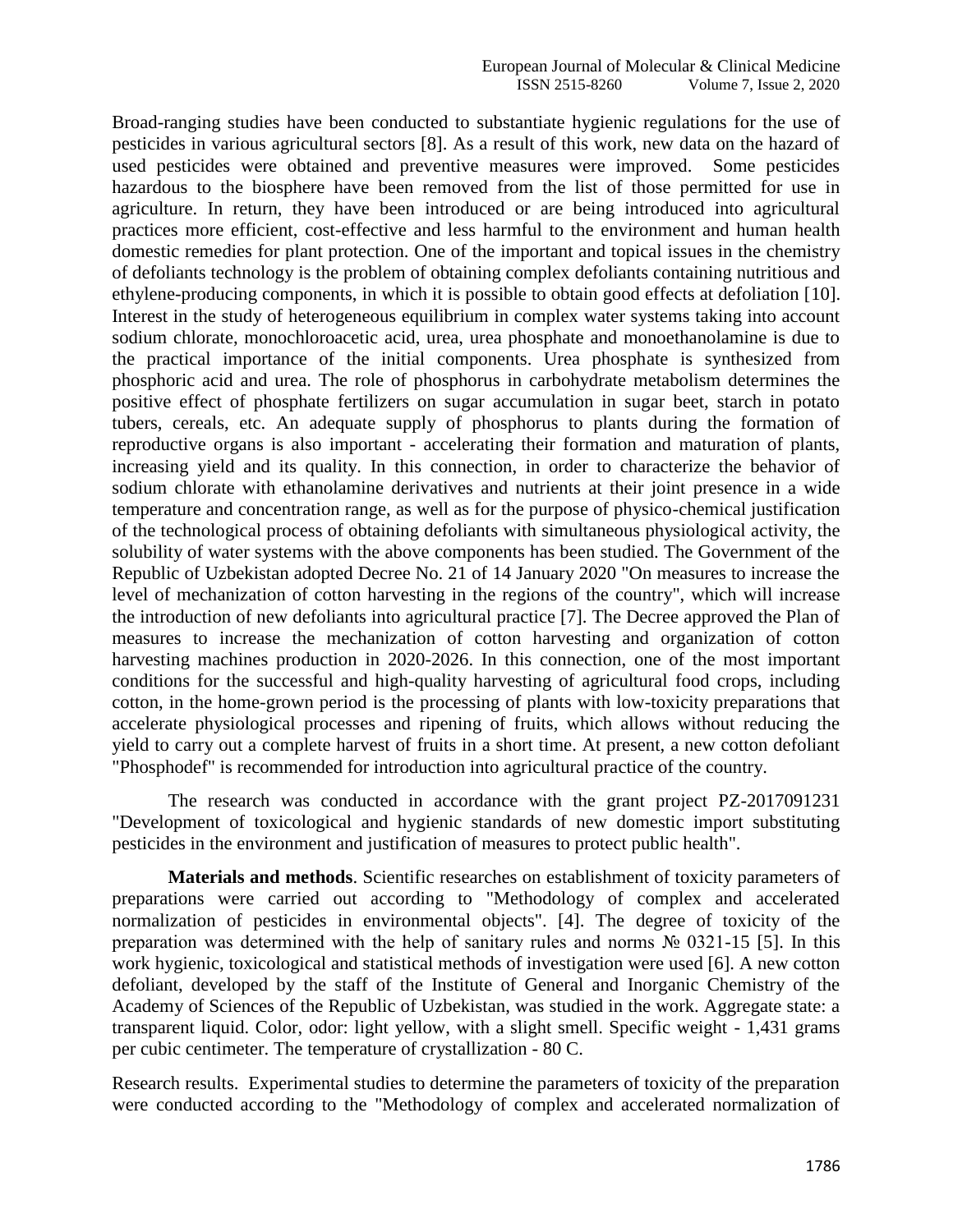Broad-ranging studies have been conducted to substantiate hygienic regulations for the use of pesticides in various agricultural sectors [8]. As a result of this work, new data on the hazard of used pesticides were obtained and preventive measures were improved. Some pesticides hazardous to the biosphere have been removed from the list of those permitted for use in agriculture. In return, they have been introduced or are being introduced into agricultural practices more efficient, cost-effective and less harmful to the environment and human health domestic remedies for plant protection. One of the important and topical issues in the chemistry of defoliants technology is the problem of obtaining complex defoliants containing nutritious and ethylene-producing components, in which it is possible to obtain good effects at defoliation [10]. Interest in the study of heterogeneous equilibrium in complex water systems taking into account sodium chlorate, monochloroacetic acid, urea, urea phosphate and monoethanolamine is due to the practical importance of the initial components. Urea phosphate is synthesized from phosphoric acid and urea. The role of phosphorus in carbohydrate metabolism determines the positive effect of phosphate fertilizers on sugar accumulation in sugar beet, starch in potato tubers, cereals, etc. An adequate supply of phosphorus to plants during the formation of reproductive organs is also important - accelerating their formation and maturation of plants, increasing yield and its quality. In this connection, in order to characterize the behavior of sodium chlorate with ethanolamine derivatives and nutrients at their joint presence in a wide temperature and concentration range, as well as for the purpose of physico-chemical justification of the technological process of obtaining defoliants with simultaneous physiological activity, the solubility of water systems with the above components has been studied. The Government of the Republic of Uzbekistan adopted Decree No. 21 of 14 January 2020 "On measures to increase the level of mechanization of cotton harvesting in the regions of the country", which will increase the introduction of new defoliants into agricultural practice [7]. The Decree approved the Plan of measures to increase the mechanization of cotton harvesting and organization of cotton harvesting machines production in 2020-2026. In this connection, one of the most important conditions for the successful and high-quality harvesting of agricultural food crops, including cotton, in the home-grown period is the processing of plants with low-toxicity preparations that accelerate physiological processes and ripening of fruits, which allows without reducing the yield to carry out a complete harvest of fruits in a short time. At present, a new cotton defoliant "Phosphodef" is recommended for introduction into agricultural practice of the country.

The research was conducted in accordance with the grant project PZ-2017091231 "Development of toxicological and hygienic standards of new domestic import substituting pesticides in the environment and justification of measures to protect public health".

**Materials and methods**. Scientific researches on establishment of toxicity parameters of preparations were carried out according to "Methodology of complex and accelerated normalization of pesticides in environmental objects". [4]. The degree of toxicity of the preparation was determined with the help of sanitary rules and norms № 0321-15 [5]. In this work hygienic, toxicological and statistical methods of investigation were used [6]. A new cotton defoliant, developed by the staff of the Institute of General and Inorganic Chemistry of the Academy of Sciences of the Republic of Uzbekistan, was studied in the work. Aggregate state: a transparent liquid. Color, odor: light yellow, with a slight smell. Specific weight - 1,431 grams per cubic centimeter. The temperature of crystallization - 80 C.

Research results. Experimental studies to determine the parameters of toxicity of the preparation were conducted according to the "Methodology of complex and accelerated normalization of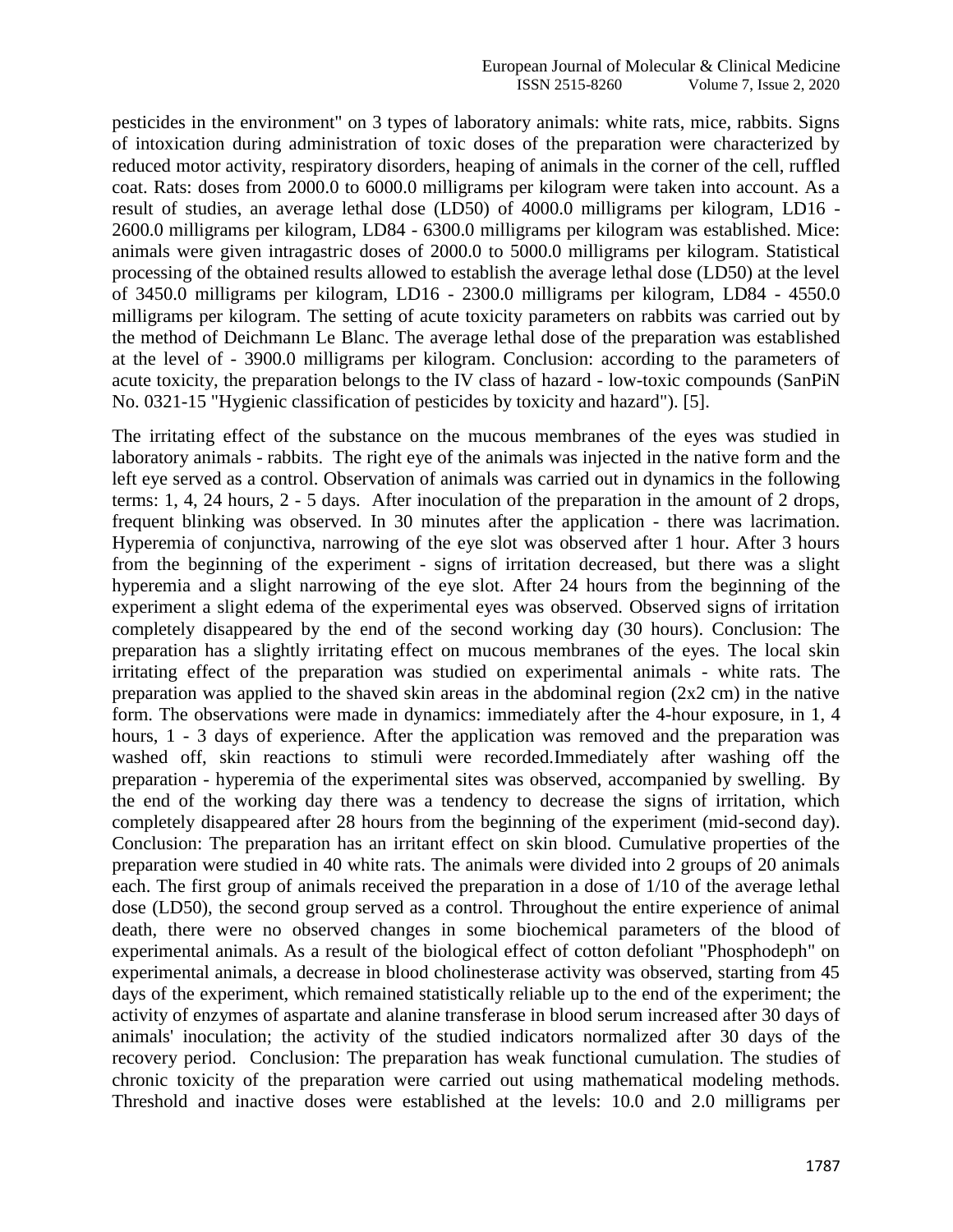pesticides in the environment" on 3 types of laboratory animals: white rats, mice, rabbits. Signs of intoxication during administration of toxic doses of the preparation were characterized by reduced motor activity, respiratory disorders, heaping of animals in the corner of the cell, ruffled coat. Rats: doses from 2000.0 to 6000.0 milligrams per kilogram were taken into account. As a result of studies, an average lethal dose (LD50) of 4000.0 milligrams per kilogram, LD16 - 2600.0 milligrams per kilogram, LD84 - 6300.0 milligrams per kilogram was established. Mice: animals were given intragastric doses of 2000.0 to 5000.0 milligrams per kilogram. Statistical processing of the obtained results allowed to establish the average lethal dose (LD50) at the level of 3450.0 milligrams per kilogram, LD16 - 2300.0 milligrams per kilogram, LD84 - 4550.0 milligrams per kilogram. The setting of acute toxicity parameters on rabbits was carried out by the method of Deichmann Le Blanc. The average lethal dose of the preparation was established at the level of - 3900.0 milligrams per kilogram. Conclusion: according to the parameters of acute toxicity, the preparation belongs to the IV class of hazard - low-toxic compounds (SanPiN No. 0321-15 "Hygienic classification of pesticides by toxicity and hazard"). [5].

The irritating effect of the substance on the mucous membranes of the eyes was studied in laboratory animals - rabbits. The right eye of the animals was injected in the native form and the left eye served as a control. Observation of animals was carried out in dynamics in the following terms: 1, 4, 24 hours, 2 - 5 days. After inoculation of the preparation in the amount of 2 drops, frequent blinking was observed. In 30 minutes after the application - there was lacrimation. Hyperemia of conjunctiva, narrowing of the eye slot was observed after 1 hour. After 3 hours from the beginning of the experiment - signs of irritation decreased, but there was a slight hyperemia and a slight narrowing of the eye slot. After 24 hours from the beginning of the experiment a slight edema of the experimental eyes was observed. Observed signs of irritation completely disappeared by the end of the second working day (30 hours). Conclusion: The preparation has a slightly irritating effect on mucous membranes of the eyes. The local skin irritating effect of the preparation was studied on experimental animals - white rats. The preparation was applied to the shaved skin areas in the abdominal region (2x2 cm) in the native form. The observations were made in dynamics: immediately after the 4-hour exposure, in 1, 4 hours, 1 - 3 days of experience. After the application was removed and the preparation was washed off, skin reactions to stimuli were recorded.Immediately after washing off the preparation - hyperemia of the experimental sites was observed, accompanied by swelling. By the end of the working day there was a tendency to decrease the signs of irritation, which completely disappeared after 28 hours from the beginning of the experiment (mid-second day). Conclusion: The preparation has an irritant effect on skin blood. Cumulative properties of the preparation were studied in 40 white rats. The animals were divided into 2 groups of 20 animals each. The first group of animals received the preparation in a dose of 1/10 of the average lethal dose (LD50), the second group served as a control. Throughout the entire experience of animal death, there were no observed changes in some biochemical parameters of the blood of experimental animals. As a result of the biological effect of cotton defoliant "Phosphodeph" on experimental animals, a decrease in blood cholinesterase activity was observed, starting from 45 days of the experiment, which remained statistically reliable up to the end of the experiment; the activity of enzymes of aspartate and alanine transferase in blood serum increased after 30 days of animals' inoculation; the activity of the studied indicators normalized after 30 days of the recovery period. Conclusion: The preparation has weak functional cumulation. The studies of chronic toxicity of the preparation were carried out using mathematical modeling methods. Threshold and inactive doses were established at the levels: 10.0 and 2.0 milligrams per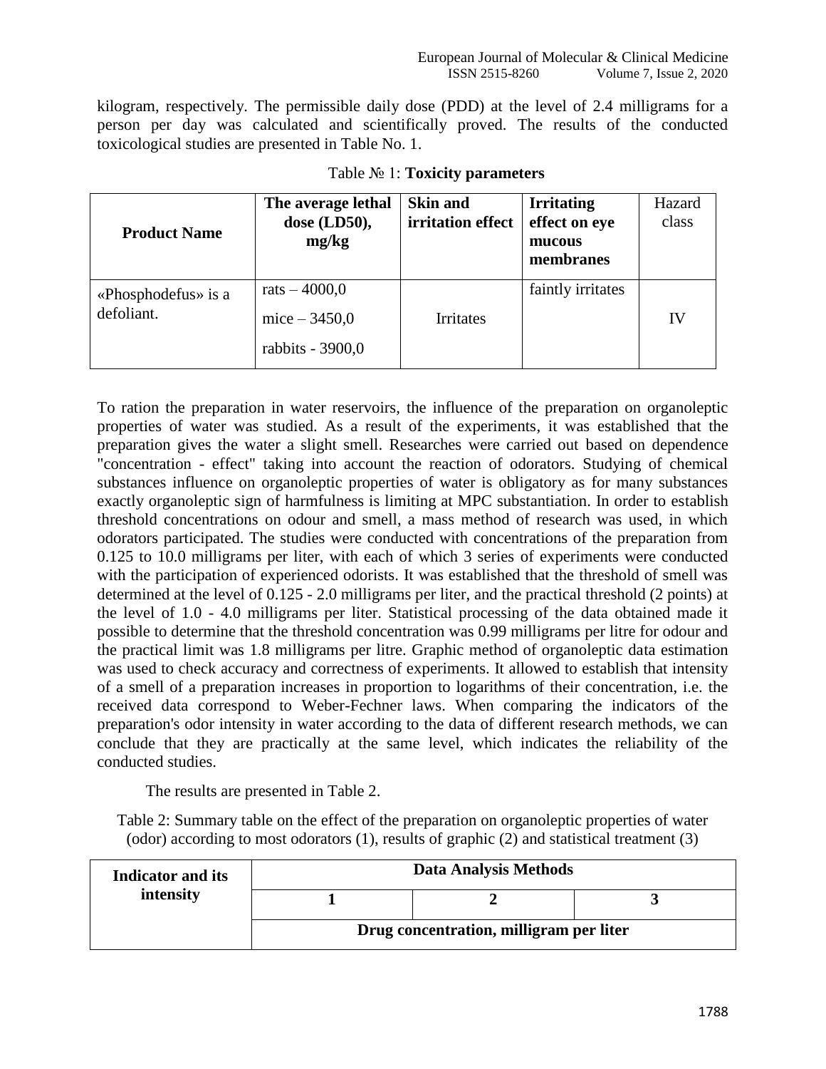kilogram, respectively. The permissible daily dose (PDD) at the level of 2.4 milligrams for a person per day was calculated and scientifically proved. The results of the conducted toxicological studies are presented in Table No. 1.

Table № 1: **Toxicity parameters**

| **Product Name** | **The average lethal dose (LD50), mg/kg** | **Skin and irritation effect** | **Irritating effect on eye mucous membranes** | Hazard class |
|---|---|---|---|---|
| «Phosphodefus» is a defoliant. | rats – 4000,0<br>mice – 3450,0<br>rabbits - 3900,0 | Irritates | faintly irritates | IV |

To ration the preparation in water reservoirs, the influence of the preparation on organoleptic properties of water was studied. As a result of the experiments, it was established that the preparation gives the water a slight smell. Researches were carried out based on dependence "concentration - effect" taking into account the reaction of odorators. Studying of chemical substances influence on organoleptic properties of water is obligatory as for many substances exactly organoleptic sign of harmfulness is limiting at MPC substantiation. In order to establish threshold concentrations on odour and smell, a mass method of research was used, in which odorators participated. The studies were conducted with concentrations of the preparation from 0.125 to 10.0 milligrams per liter, with each of which 3 series of experiments were conducted with the participation of experienced odorists. It was established that the threshold of smell was determined at the level of 0.125 - 2.0 milligrams per liter, and the practical threshold (2 points) at the level of 1.0 - 4.0 milligrams per liter. Statistical processing of the data obtained made it possible to determine that the threshold concentration was 0.99 milligrams per litre for odour and the practical limit was 1.8 milligrams per litre. Graphic method of organoleptic data estimation was used to check accuracy and correctness of experiments. It allowed to establish that intensity of a smell of a preparation increases in proportion to logarithms of their concentration, i.e. the received data correspond to Weber-Fechner laws. When comparing the indicators of the preparation's odor intensity in water according to the data of different research methods, we can conclude that they are practically at the same level, which indicates the reliability of the conducted studies.

The results are presented in Table 2.

Table 2: Summary table on the effect of the preparation on organoleptic properties of water (odor) according to most odorators (1), results of graphic (2) and statistical treatment (3)

| **Indicator and its intensity** | **Data Analysis Methods** | | |
|---|---|---|---|
| | **1** | **2** | **3** |
| | **Drug concentration, milligram per liter** | | |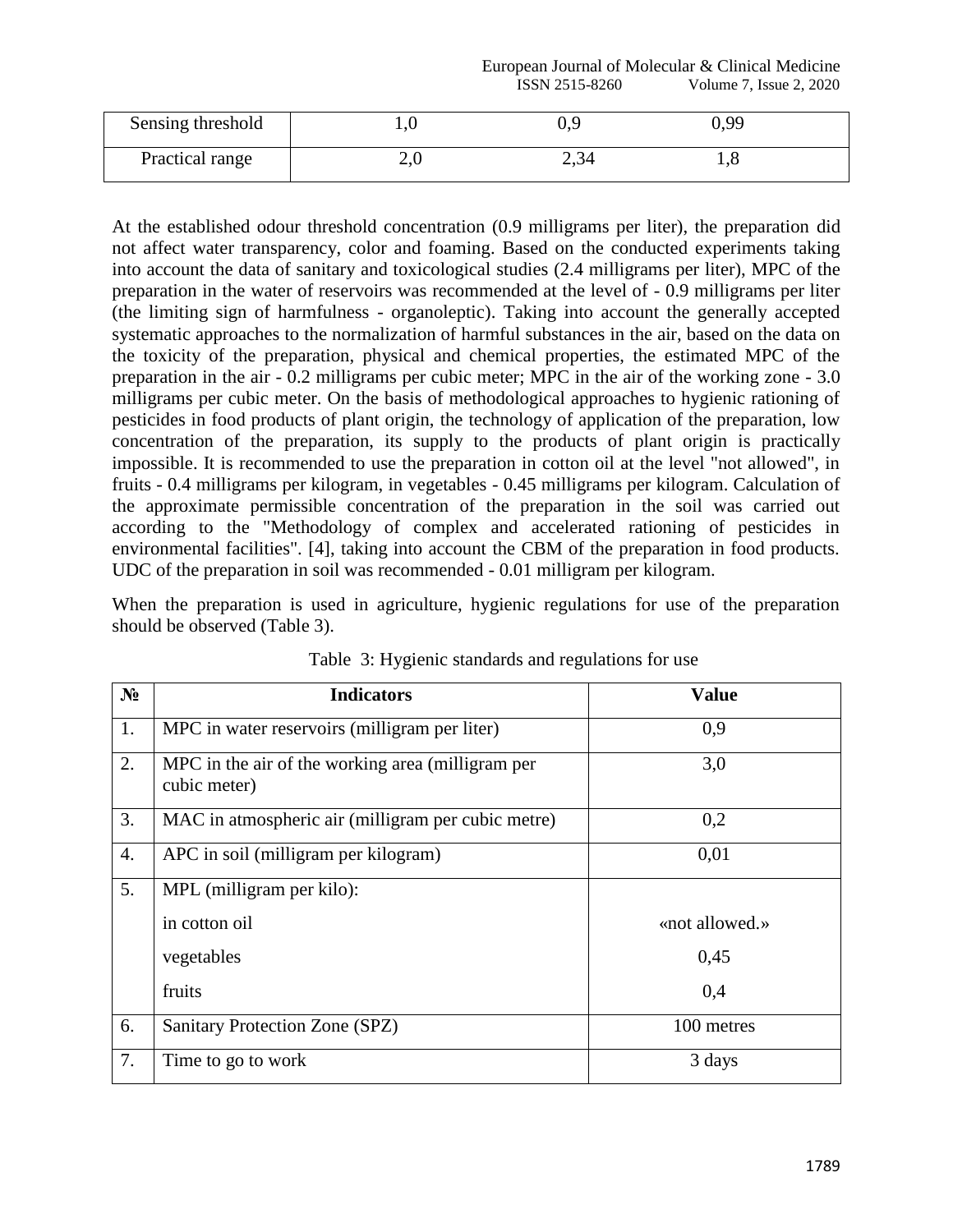| Sensing threshold | 1,0 | 0,9 | 0,99 |
|---|---|---|---|
| Practical range | 2,0 | 2,34 | 1,8 |

At the established odour threshold concentration (0.9 milligrams per liter), the preparation did not affect water transparency, color and foaming. Based on the conducted experiments taking into account the data of sanitary and toxicological studies (2.4 milligrams per liter), MPC of the preparation in the water of reservoirs was recommended at the level of - 0.9 milligrams per liter (the limiting sign of harmfulness - organoleptic). Taking into account the generally accepted systematic approaches to the normalization of harmful substances in the air, based on the data on the toxicity of the preparation, physical and chemical properties, the estimated MPC of the preparation in the air - 0.2 milligrams per cubic meter; MPC in the air of the working zone - 3.0 milligrams per cubic meter. On the basis of methodological approaches to hygienic rationing of pesticides in food products of plant origin, the technology of application of the preparation, low concentration of the preparation, its supply to the products of plant origin is practically impossible. It is recommended to use the preparation in cotton oil at the level "not allowed", in fruits - 0.4 milligrams per kilogram, in vegetables - 0.45 milligrams per kilogram. Calculation of the approximate permissible concentration of the preparation in the soil was carried out according to the "Methodology of complex and accelerated rationing of pesticides in environmental facilities". [4], taking into account the CBM of the preparation in food products. UDC of the preparation in soil was recommended - 0.01 milligram per kilogram.

When the preparation is used in agriculture, hygienic regulations for use of the preparation should be observed (Table 3).

Table 3: Hygienic standards and regulations for use

| № | Indicators | Value |
|---|---|---|
| 1. | MPC in water reservoirs (milligram per liter) | 0,9 |
| 2. | MPC in the air of the working area (milligram per cubic meter) | 3,0 |
| 3. | MAC in atmospheric air (milligram per cubic metre) | 0,2 |
| 4. | APC in soil (milligram per kilogram) | 0,01 |
| 5. | MPL (milligram per kilo): | |
| | in cotton oil | «not allowed.» |
| | vegetables | 0,45 |
| | fruits | 0,4 |
| 6. | Sanitary Protection Zone (SPZ) | 100 metres |
| 7. | Time to go to work | 3 days |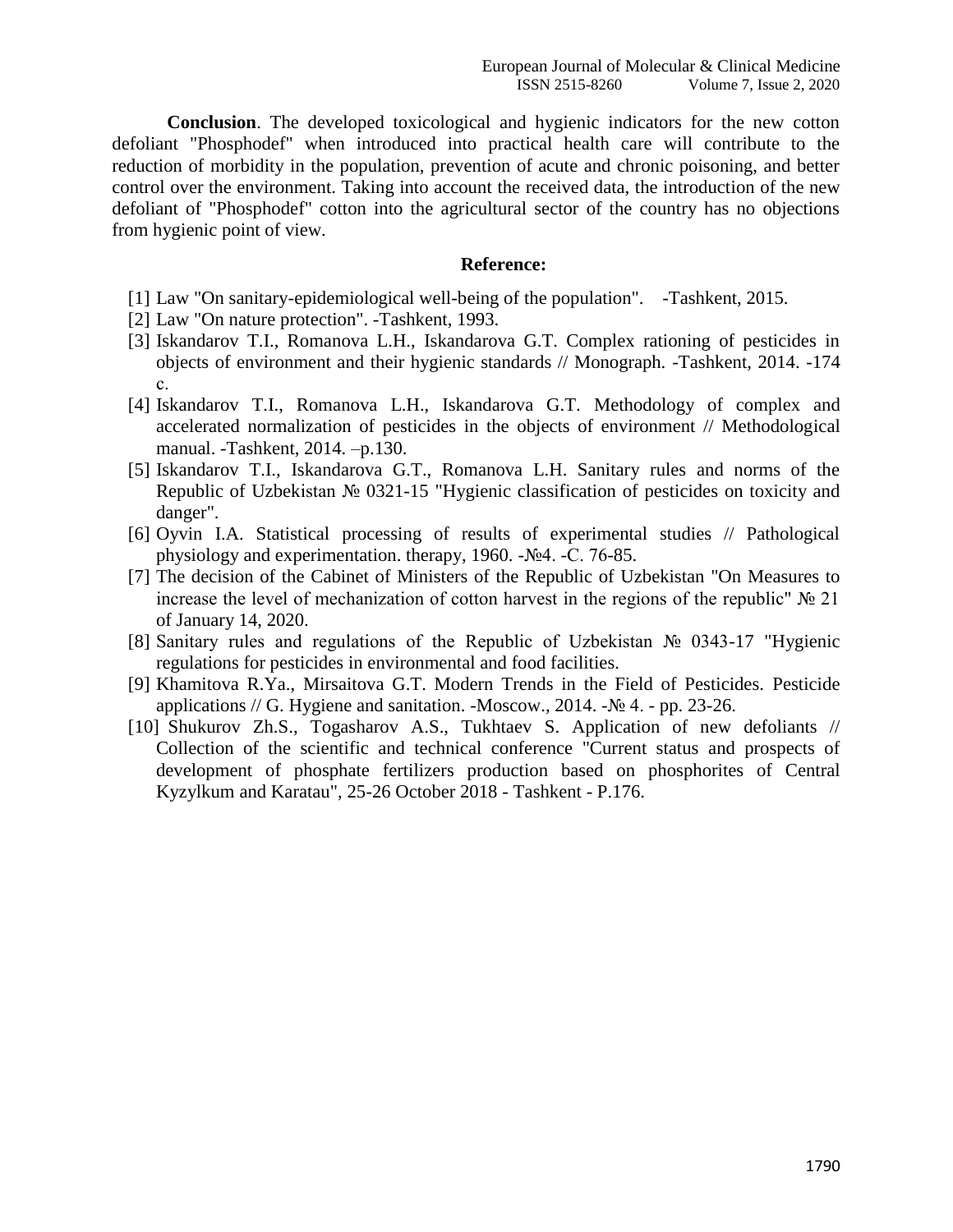**Conclusion**. The developed toxicological and hygienic indicators for the new cotton defoliant "Phosphodef" when introduced into practical health care will contribute to the reduction of morbidity in the population, prevention of acute and chronic poisoning, and better control over the environment. Taking into account the received data, the introduction of the new defoliant of "Phosphodef" cotton into the agricultural sector of the country has no objections from hygienic point of view.

## Reference:

[1] Law "On sanitary-epidemiological well-being of the population". -Tashkent, 2015.

[2] Law "On nature protection". -Tashkent, 1993.

[3] Iskandarov T.I., Romanova L.H., Iskandarova G.T. Complex rationing of pesticides in objects of environment and their hygienic standards // Monograph. -Tashkent, 2014. -174 c.

[4] Iskandarov T.I., Romanova L.H., Iskandarova G.T. Methodology of complex and accelerated normalization of pesticides in the objects of environment // Methodological manual. -Tashkent, 2014. –p.130.

[5] Iskandarov T.I., Iskandarova G.T., Romanova L.H. Sanitary rules and norms of the Republic of Uzbekistan № 0321-15 "Hygienic classification of pesticides on toxicity and danger".

[6] Oyvin I.A. Statistical processing of results of experimental studies // Pathological physiology and experimentation. therapy, 1960. -№4. -C. 76-85.

[7] The decision of the Cabinet of Ministers of the Republic of Uzbekistan "On Measures to increase the level of mechanization of cotton harvest in the regions of the republic" № 21 of January 14, 2020.

[8] Sanitary rules and regulations of the Republic of Uzbekistan № 0343-17 "Hygienic regulations for pesticides in environmental and food facilities.

[9] Khamitova R.Ya., Mirsaitova G.T. Modern Trends in the Field of Pesticides. Pesticide applications // G. Hygiene and sanitation. -Moscow., 2014. -№ 4. - pp. 23-26.

[10] Shukurov Zh.S., Togasharov A.S., Tukhtaev S. Application of new defoliants // Collection of the scientific and technical conference "Current status and prospects of development of phosphate fertilizers production based on phosphorites of Central Kyzylkum and Karatau", 25-26 October 2018 - Tashkent - P.176.